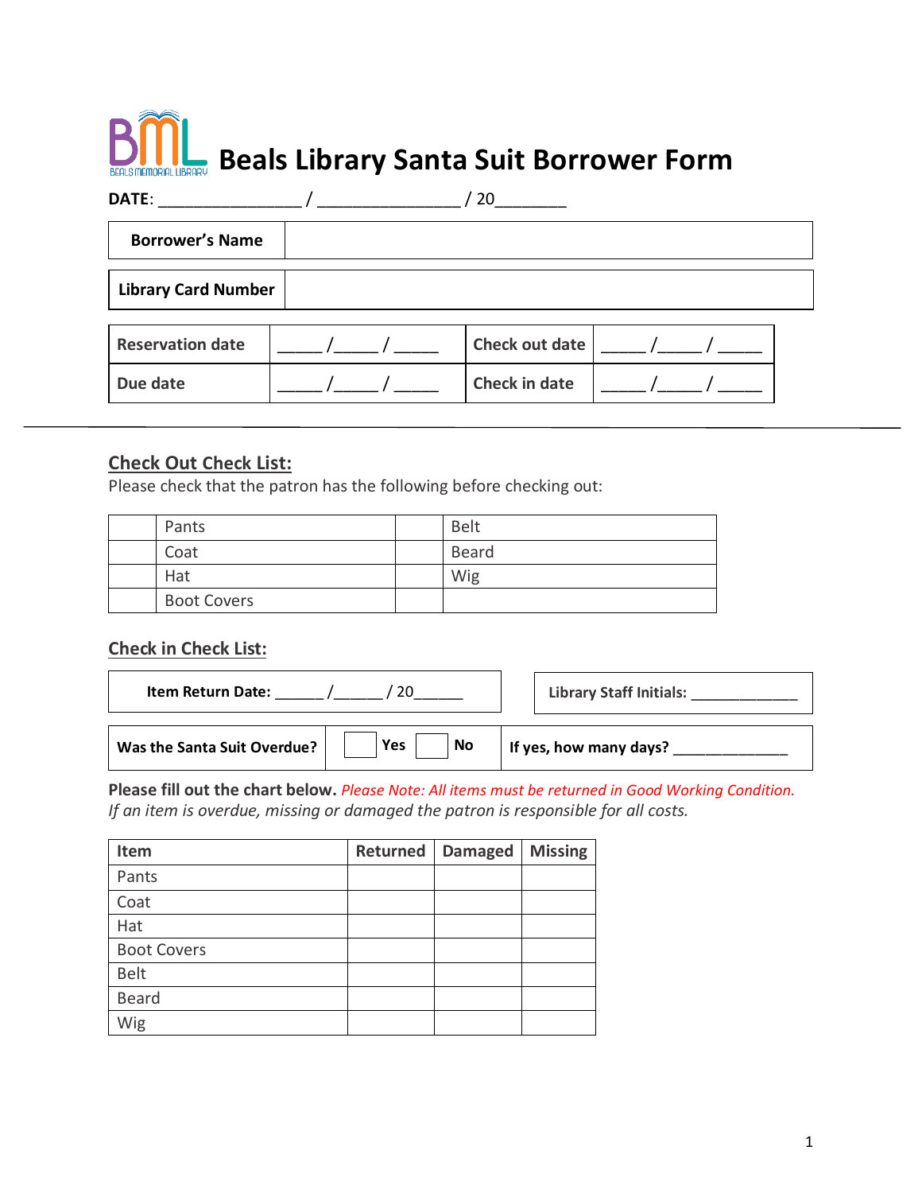# Beals Library Santa Suit Borrower Form

**DATE**: _______________ / _______________ / 20_______

| **Borrower's Name** | |
|---|---|
| **Library Card Number** | |

| **Reservation date** | _____ /_____ / _____ | **Check out date** | _____ /_____ / _____ |
|---|---|---|---|
| **Due date** | _____ /_____ / _____ | **Check in date** | _____ /_____ / _____ |

---

## Check Out Check List:

Please check that the patron has the following before checking out:

| | Pants | | Belt |
|---|---|---|---|
| | Coat | | Beard |
| | Hat | | Wig |
| | Boot Covers | | |

## Check in Check List:

| **Item Return Date:** _____ /_____ / 20_____ | **Library Staff Initials:** ____________ |
|---|---|

| **Was the Santa Suit Overdue?** | ☐ **Yes** ☐ **No** | **If yes, how many days?** _____________ |
|---|---|---|

**Please fill out the chart below.** *Please Note: All items must be returned in Good Working Condition. If an item is overdue, missing or damaged the patron is responsible for all costs.*

| Item | Returned | Damaged | Missing |
|---|---|---|---|
| Pants | | | |
| Coat | | | |
| Hat | | | |
| Boot Covers | | | |
| Belt | | | |
| Beard | | | |
| Wig | | | |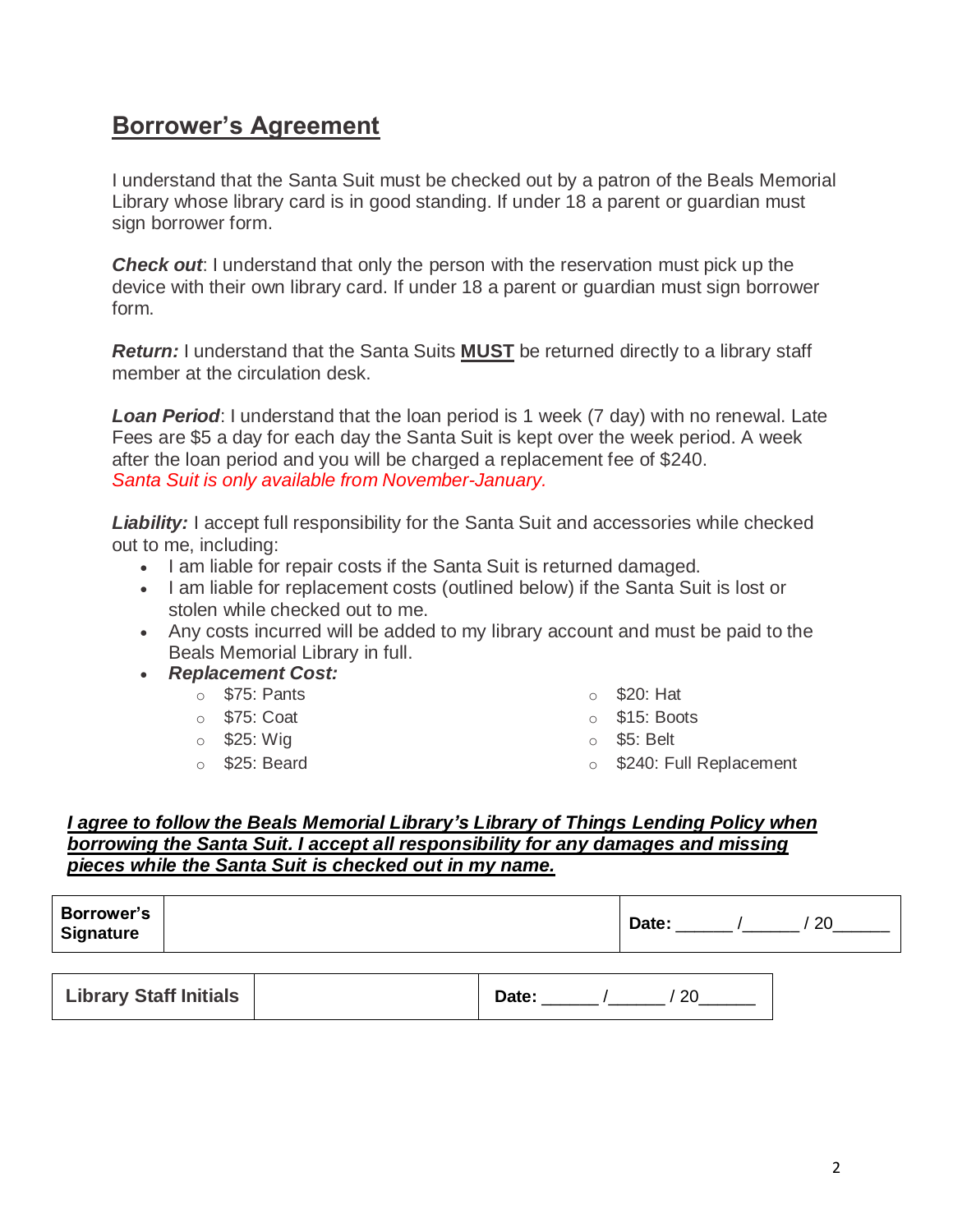## Borrower's Agreement

I understand that the Santa Suit must be checked out by a patron of the Beals Memorial Library whose library card is in good standing. If under 18 a parent or guardian must sign borrower form.

***Check out***: I understand that only the person with the reservation must pick up the device with their own library card. If under 18 a parent or guardian must sign borrower form.

***Return:*** I understand that the Santa Suits **MUST** be returned directly to a library staff member at the circulation desk.

***Loan Period***: I understand that the loan period is 1 week (7 day) with no renewal. Late Fees are $5 a day for each day the Santa Suit is kept over the week period. A week after the loan period and you will be charged a replacement fee of $240.
*Santa Suit is only available from November-January.*

***Liability:*** I accept full responsibility for the Santa Suit and accessories while checked out to me, including:

- I am liable for repair costs if the Santa Suit is returned damaged.
- I am liable for replacement costs (outlined below) if the Santa Suit is lost or stolen while checked out to me.
- Any costs incurred will be added to my library account and must be paid to the Beals Memorial Library in full.
- ***Replacement Cost:***
  - $75: Pants
  - $75: Coat
  - $25: Wig
  - $25: Beard
  - $20: Hat
  - $15: Boots
  - $5: Belt
  - $240: Full Replacement

***I agree to follow the Beals Memorial Library's Library of Things Lending Policy when borrowing the Santa Suit. I accept all responsibility for any damages and missing pieces while the Santa Suit is checked out in my name.***

| | | |
|---|---|---|
| **Borrower's Signature** | | **Date:** ______ /______ / 20______ |

| | | |
|---|---|---|
| **Library Staff Initials** | | **Date:** ______ /______ / 20______ |